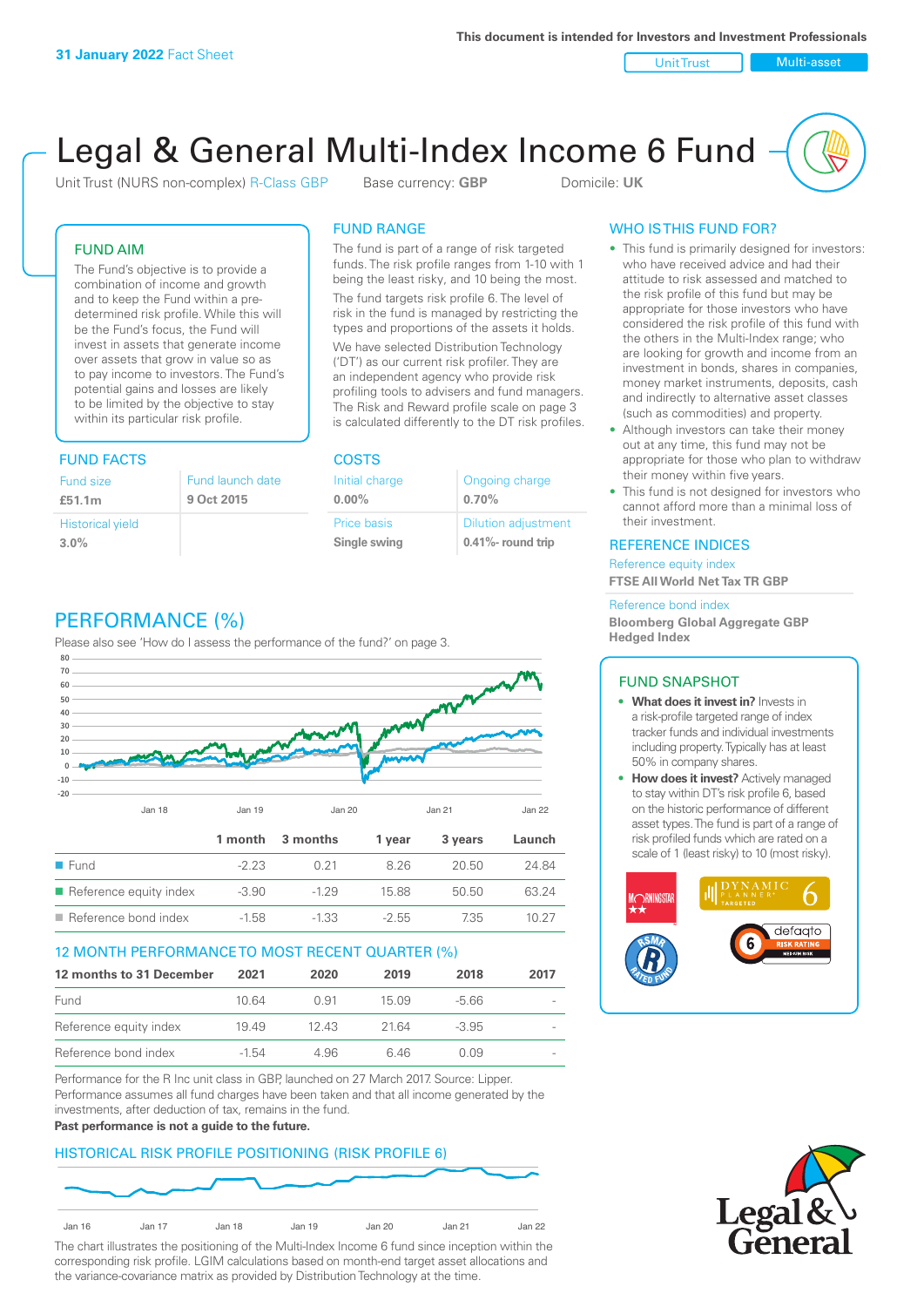**31 January 2022** Fact Sheet

This document is intended for Investors and Investment Professionals

Unit Trust | Multi-asset

# Legal & General Multi-Index Income 6 Fund

Unit Trust (NURS non-complex) R-Class GBP   Base currency: **GBP**   Domicile: **UK**

## FUND AIM

The Fund's objective is to provide a combination of income and growth and to keep the Fund within a pre-determined risk profile. While this will be the Fund's focus, the Fund will invest in assets that generate income over assets that grow in value so as to pay income to investors. The Fund's potential gains and losses are likely to be limited by the objective to stay within its particular risk profile.

## FUND FACTS

| Fund size | Fund launch date |
|---|---|
| **£51.1m** | **9 Oct 2015** |
| Historical yield | |
| **3.0%** | |

## FUND RANGE

The fund is part of a range of risk targeted funds. The risk profile ranges from 1-10 with 1 being the least risky, and 10 being the most.

The fund targets risk profile 6. The level of risk in the fund is managed by restricting the types and proportions of the assets it holds.

We have selected Distribution Technology ('DT') as our current risk profiler. They are an independent agency who provide risk profiling tools to advisers and fund managers. The Risk and Reward profile scale on page 3 is calculated differently to the DT risk profiles.

## COSTS

| Initial charge | Ongoing charge |
|---|---|
| **0.00%** | **0.70%** |
| Price basis | Dilution adjustment |
| **Single swing** | **0.41%- round trip** |

## WHO IS THIS FUND FOR?

- This fund is primarily designed for investors: who have received advice and had their attitude to risk assessed and matched to the risk profile of this fund but may be appropriate for those investors who have considered the risk profile of this fund with the others in the Multi-Index range; who are looking for growth and income from an investment in bonds, shares in companies, money market instruments, deposits, cash and indirectly to alternative asset classes (such as commodities) and property.
- Although investors can take their money out at any time, this fund may not be appropriate for those who plan to withdraw their money within five years.
- This fund is not designed for investors who cannot afford more than a minimal loss of their investment.

## REFERENCE INDICES

Reference equity index
**FTSE All World Net Tax TR GBP**

Reference bond index
**Bloomberg Global Aggregate GBP Hedged Index**

## PERFORMANCE (%)

Please also see 'How do I assess the performance of the fund?' on page 3.

80
70
60
50
40
30
20
10
0
-10
-20
Jan 18
Jan 19
Jan 20
Jan 21
Jan 22

| | 1 month | 3 months | 1 year | 3 years | Launch |
|---|---|---|---|---|---|
| Fund | -2.23 | 0.21 | 8.26 | 20.50 | 24.84 |
| Reference equity index | -3.90 | -1.29 | 15.88 | 50.50 | 63.24 |
| Reference bond index | -1.58 | -1.33 | -2.55 | 7.35 | 10.27 |

## 12 MONTH PERFORMANCE TO MOST RECENT QUARTER (%)

| 12 months to 31 December | 2021 | 2020 | 2019 | 2018 | 2017 |
|---|---|---|---|---|---|
| Fund | 10.64 | 0.91 | 15.09 | -5.66 | - |
| Reference equity index | 19.49 | 12.43 | 21.64 | -3.95 | - |
| Reference bond index | -1.54 | 4.96 | 6.46 | 0.09 | - |

Performance for the R Inc unit class in GBP, launched on 27 March 2017. Source: Lipper. Performance assumes all fund charges have been taken and that all income generated by the investments, after deduction of tax, remains in the fund.

**Past performance is not a guide to the future.**

## HISTORICAL RISK PROFILE POSITIONING (RISK PROFILE 6)

Jan 16
Jan 17
Jan 18
Jan 19
Jan 20
Jan 21
Jan 22

The chart illustrates the positioning of the Multi-Index Income 6 fund since inception within the corresponding risk profile. LGIM calculations based on month-end target asset allocations and the variance-covariance matrix as provided by Distribution Technology at the time.

## FUND SNAPSHOT

- **What does it invest in?** Invests in a risk-profile targeted range of index tracker funds and individual investments including property. Typically has at least 50% in company shares.
- **How does it invest?** Actively managed to stay within DT's risk profile 6, based on the historic performance of different asset types. The fund is part of a range of risk profiled funds which are rated on a scale of 1 (least risky) to 10 (most risky).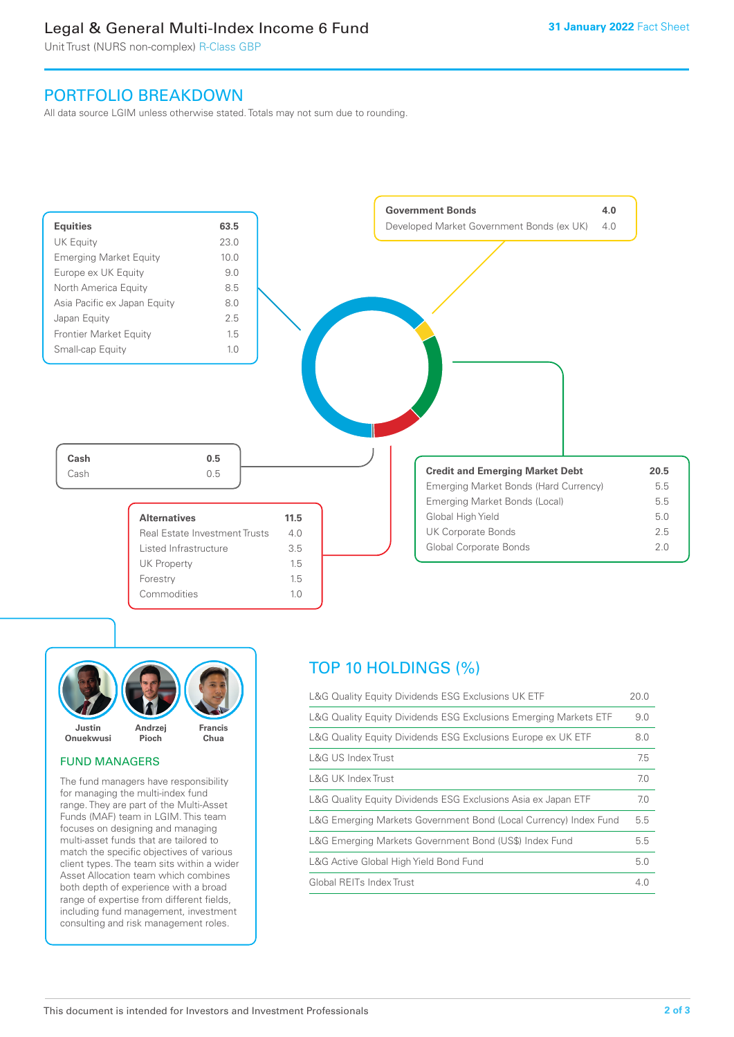# Legal & General Multi-Index Income 6 Fund

Unit Trust (NURS non-complex) R-Class GBP

31 January 2022 Fact Sheet

## PORTFOLIO BREAKDOWN

All data source LGIM unless otherwise stated. Totals may not sum due to rounding.

| | |
|---|---|
| **Equities** | **63.5** |
| UK Equity | 23.0 |
| Emerging Market Equity | 10.0 |
| Europe ex UK Equity | 9.0 |
| North America Equity | 8.5 |
| Asia Pacific ex Japan Equity | 8.0 |
| Japan Equity | 2.5 |
| Frontier Market Equity | 1.5 |
| Small-cap Equity | 1.0 |

| | |
|---|---|
| **Government Bonds** | **4.0** |
| Developed Market Government Bonds (ex UK) | 4.0 |

| | |
|---|---|
| **Cash** | **0.5** |
| Cash | 0.5 |

| | |
|---|---|
| **Credit and Emerging Market Debt** | **20.5** |
| Emerging Market Bonds (Hard Currency) | 5.5 |
| Emerging Market Bonds (Local) | 5.5 |
| Global High Yield | 5.0 |
| UK Corporate Bonds | 2.5 |
| Global Corporate Bonds | 2.0 |

| | |
|---|---|
| **Alternatives** | **11.5** |
| Real Estate Investment Trusts | 4.0 |
| Listed Infrastructure | 3.5 |
| UK Property | 1.5 |
| Forestry | 1.5 |
| Commodities | 1.0 |

Justin Onuekwusi

Andrzej Pioch

Francis Chua

### FUND MANAGERS

The fund managers have responsibility for managing the multi-index fund range. They are part of the Multi-Asset Funds (MAF) team in LGIM. This team focuses on designing and managing multi-asset funds that are tailored to match the specific objectives of various client types. The team sits within a wider Asset Allocation team which combines both depth of experience with a broad range of expertise from different fields, including fund management, investment consulting and risk management roles.

## TOP 10 HOLDINGS (%)

| | |
|---|---|
| L&G Quality Equity Dividends ESG Exclusions UK ETF | 20.0 |
| L&G Quality Equity Dividends ESG Exclusions Emerging Markets ETF | 9.0 |
| L&G Quality Equity Dividends ESG Exclusions Europe ex UK ETF | 8.0 |
| L&G US Index Trust | 7.5 |
| L&G UK Index Trust | 7.0 |
| L&G Quality Equity Dividends ESG Exclusions Asia ex Japan ETF | 7.0 |
| L&G Emerging Markets Government Bond (Local Currency) Index Fund | 5.5 |
| L&G Emerging Markets Government Bond (US$) Index Fund | 5.5 |
| L&G Active Global High Yield Bond Fund | 5.0 |
| Global REITs Index Trust | 4.0 |

This document is intended for Investors and Investment Professionals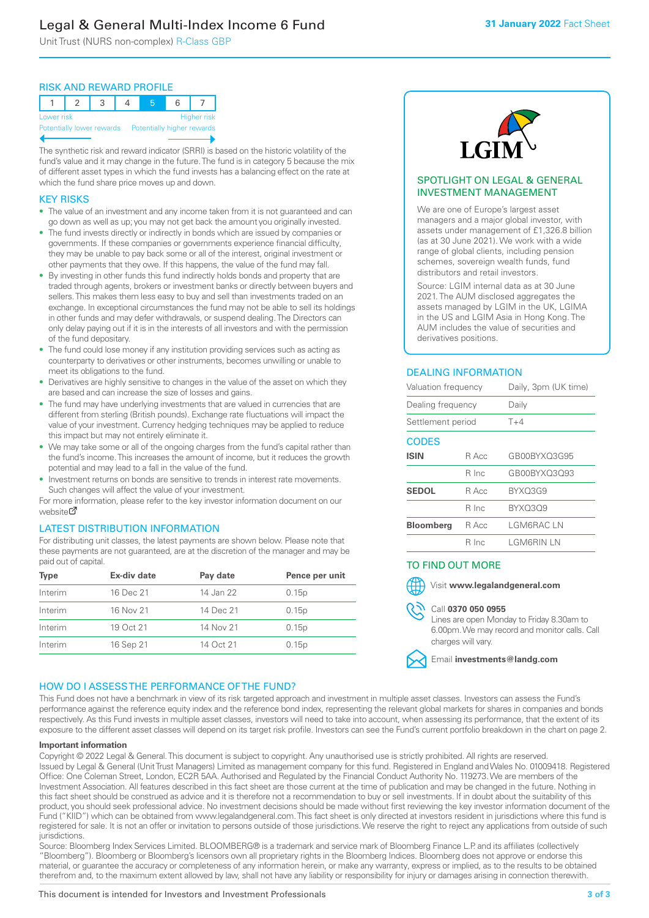# Legal & General Multi-Index Income 6 Fund

Unit Trust (NURS non-complex) R-Class GBP

31 January 2022 Fact Sheet

## RISK AND REWARD PROFILE

| 1 | 2 | 3 | 4 | 5 | 6 | 7 |
|---|---|---|---|---|---|---|

Lower risk — Higher risk

Potentially lower rewards — Potentially higher rewards

The synthetic risk and reward indicator (SRRI) is based on the historic volatility of the fund's value and it may change in the future. The fund is in category 5 because the mix of different asset types in which the fund invests has a balancing effect on the rate at which the fund share price moves up and down.

## KEY RISKS

- The value of an investment and any income taken from it is not guaranteed and can go down as well as up; you may not get back the amount you originally invested.
- The fund invests directly or indirectly in bonds which are issued by companies or governments. If these companies or governments experience financial difficulty, they may be unable to pay back some or all of the interest, original investment or other payments that they owe. If this happens, the value of the fund may fall.
- By investing in other funds this fund indirectly holds bonds and property that are traded through agents, brokers or investment banks or directly between buyers and sellers. This makes them less easy to buy and sell than investments traded on an exchange. In exceptional circumstances the fund may not be able to sell its holdings in other funds and may defer withdrawals, or suspend dealing. The Directors can only delay paying out if it is in the interests of all investors and with the permission of the fund depositary.
- The fund could lose money if any institution providing services such as acting as counterparty to derivatives or other instruments, becomes unwilling or unable to meet its obligations to the fund.
- Derivatives are highly sensitive to changes in the value of the asset on which they are based and can increase the size of losses and gains.
- The fund may have underlying investments that are valued in currencies that are different from sterling (British pounds). Exchange rate fluctuations will impact the value of your investment. Currency hedging techniques may be applied to reduce this impact but may not entirely eliminate it.
- We may take some or all of the ongoing charges from the fund's capital rather than the fund's income. This increases the amount of income, but it reduces the growth potential and may lead to a fall in the value of the fund.
- Investment returns on bonds are sensitive to trends in interest rate movements. Such changes will affect the value of your investment.

For more information, please refer to the key investor information document on our website

## LATEST DISTRIBUTION INFORMATION

For distributing unit classes, the latest payments are shown below. Please note that these payments are not guaranteed, are at the discretion of the manager and may be paid out of capital.

| Type | Ex-div date | Pay date | Pence per unit |
|---|---|---|---|
| Interim | 16 Dec 21 | 14 Jan 22 | 0.15p |
| Interim | 16 Nov 21 | 14 Dec 21 | 0.15p |
| Interim | 19 Oct 21 | 14 Nov 21 | 0.15p |
| Interim | 16 Sep 21 | 14 Oct 21 | 0.15p |

## SPOTLIGHT ON LEGAL & GENERAL INVESTMENT MANAGEMENT

We are one of Europe's largest asset managers and a major global investor, with assets under management of £1,326.8 billion (as at 30 June 2021). We work with a wide range of global clients, including pension schemes, sovereign wealth funds, fund distributors and retail investors.

Source: LGIM internal data as at 30 June 2021. The AUM disclosed aggregates the assets managed by LGIM in the UK, LGIMA in the US and LGIM Asia in Hong Kong. The AUM includes the value of securities and derivatives positions.

## DEALING INFORMATION

| | |
|---|---|
| Valuation frequency | Daily, 3pm (UK time) |
| Dealing frequency | Daily |
| Settlement period | T+4 |

## CODES

| | | |
|---|---|---|
| **ISIN** | R Acc | GB00BYXQ3G95 |
| | R Inc | GB00BYXQ3Q93 |
| **SEDOL** | R Acc | BYXQ3G9 |
| | R Inc | BYXQ3Q9 |
| **Bloomberg** | R Acc | LGM6RAC LN |
| | R Inc | LGM6RIN LN |

## TO FIND OUT MORE

Visit **www.legalandgeneral.com**

Call **0370 050 0955**
Lines are open Monday to Friday 8.30am to 6.00pm. We may record and monitor calls. Call charges will vary.

Email **investments@landg.com**

## HOW DO I ASSESS THE PERFORMANCE OF THE FUND?

This Fund does not have a benchmark in view of its risk targeted approach and investment in multiple asset classes. Investors can assess the Fund's performance against the reference equity index and the reference bond index, representing the relevant global markets for shares in companies and bonds respectively. As this Fund invests in multiple asset classes, investors will need to take into account, when assessing its performance, that the extent of its exposure to the different asset classes will depend on its target risk profile. Investors can see the Fund's current portfolio breakdown in the chart on page 2.

**Important information**

Copyright © 2022 Legal & General. This document is subject to copyright. Any unauthorised use is strictly prohibited. All rights are reserved.
Issued by Legal & General (Unit Trust Managers) Limited as management company for this fund. Registered in England and Wales No. 01009418. Registered Office: One Coleman Street, London, EC2R 5AA. Authorised and Regulated by the Financial Conduct Authority No. 119273. We are members of the Investment Association. All features described in this fact sheet are those current at the time of publication and may be changed in the future. Nothing in this fact sheet should be construed as advice and it is therefore not a recommendation to buy or sell investments. If in doubt about the suitability of this product, you should seek professional advice. No investment decisions should be made without first reviewing the key investor information document of the Fund ("KIID") which can be obtained from www.legalandgeneral.com. This fact sheet is only directed at investors resident in jurisdictions where this fund is registered for sale. It is not an offer or invitation to persons outside of those jurisdictions. We reserve the right to reject any applications from outside of such jurisdictions.
Source: Bloomberg Index Services Limited. BLOOMBERG® is a trademark and service mark of Bloomberg Finance L.P. and its affiliates (collectively "Bloomberg"). Bloomberg or Bloomberg's licensors own all proprietary rights in the Bloomberg Indices. Bloomberg does not approve or endorse this material, or guarantee the accuracy or completeness of any information herein, or make any warranty, express or implied, as to the results to be obtained therefrom and, to the maximum extent allowed by law, shall not have any liability or responsibility for injury or damages arising in connection therewith.

This document is intended for Investors and Investment Professionals